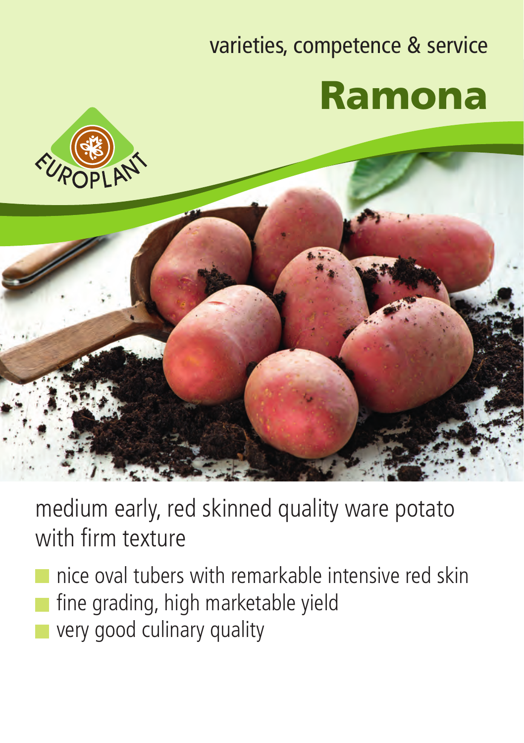varieties, competence & service

# Ramona

EUROPLANT

medium early, red skinned quality ware potato with firm texture

- nice oval tubers with remarkable intensive red skin
- fine grading, high marketable yield
- very good culinary quality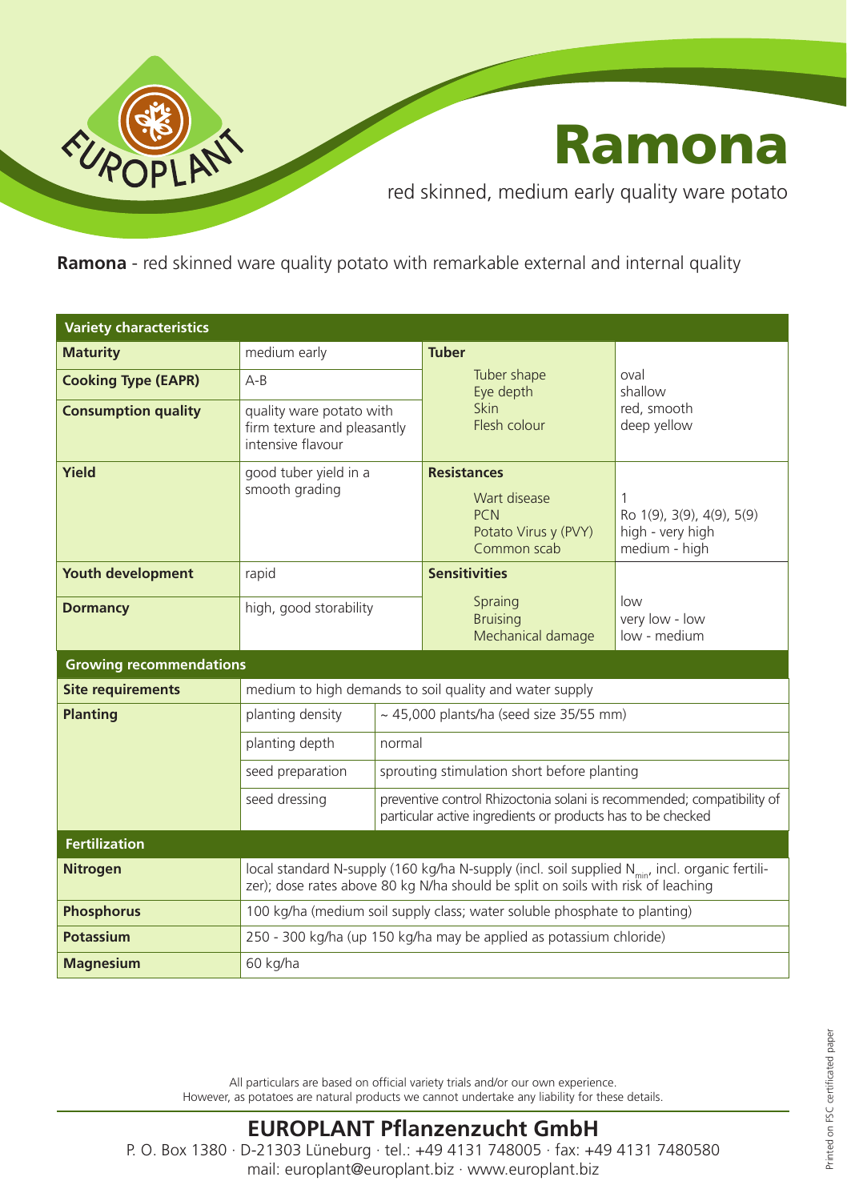# Ramona

red skinned, medium early quality ware potato

**Ramona** - red skinned ware quality potato with remarkable external and internal quality

| Variety characteristics | | | |
|---|---|---|---|
| **Maturity** | medium early | **Tuber** | |
| **Cooking Type (EAPR)** | A-B | Tuber shape<br>Eye depth<br>Skin<br>Flesh colour | oval<br>shallow<br>red, smooth<br>deep yellow |
| **Consumption quality** | quality ware potato with firm texture and pleasantly intensive flavour | | |
| **Yield** | good tuber yield in a smooth grading | **Resistances** | |
| | | Wart disease<br>PCN<br>Potato Virus y (PVY)<br>Common scab | 1<br>Ro 1(9), 3(9), 4(9), 5(9)<br>high - very high<br>medium - high |
| **Youth development** | rapid | **Sensitivities** | |
| **Dormancy** | high, good storability | Spraing<br>Bruising<br>Mechanical damage | low<br>very low - low<br>low - medium |

| Growing recommendations | | |
|---|---|---|
| **Site requirements** | medium to high demands to soil quality and water supply | |
| **Planting** | planting density | ~ 45,000 plants/ha (seed size 35/55 mm) |
| | planting depth | normal |
| | seed preparation | sprouting stimulation short before planting |
| | seed dressing | preventive control Rhizoctonia solani is recommended; compatibility of particular active ingredients or products has to be checked |

| Fertilization | |
|---|---|
| **Nitrogen** | local standard N-supply (160 kg/ha N-supply (incl. soil supplied $N_{min}$, incl. organic fertilizer); dose rates above 80 kg N/ha should be split on soils with risk of leaching |
| **Phosphorus** | 100 kg/ha (medium soil supply class; water soluble phosphate to planting) |
| **Potassium** | 250 - 300 kg/ha (up 150 kg/ha may be applied as potassium chloride) |
| **Magnesium** | 60 kg/ha |

All particulars are based on official variety trials and/or our own experience.
However, as potatoes are natural products we cannot undertake any liability for these details.

**EUROPLANT Pflanzenzucht GmbH**
P. O. Box 1380 · D-21303 Lüneburg · tel.: +49 4131 748005 · fax: +49 4131 7480580
mail: europlant@europlant.biz · www.europlant.biz

Printed on FSC certificated paper